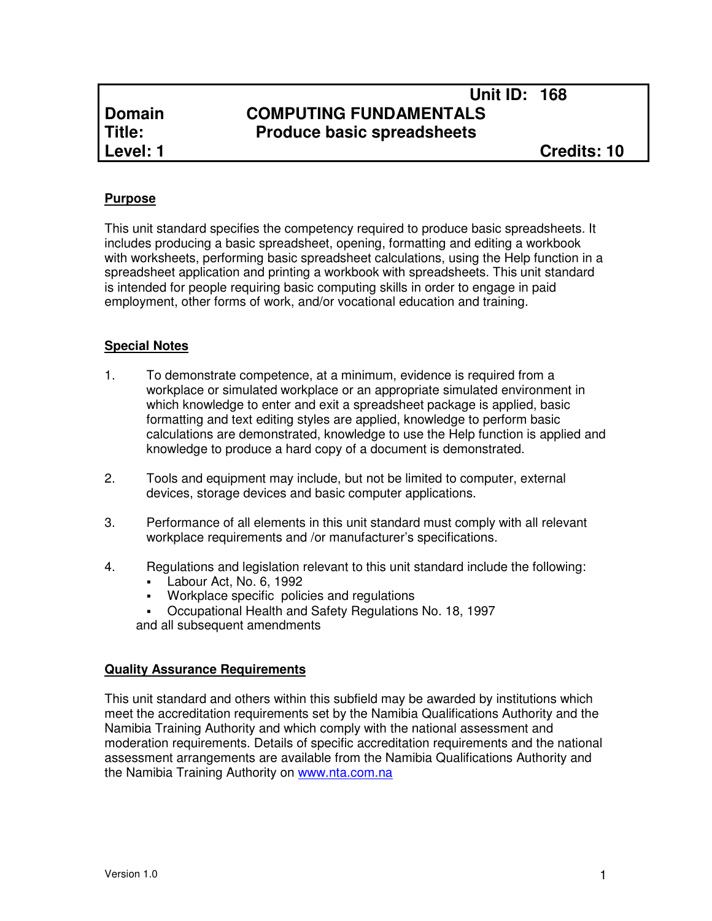| | | Unit ID: 168 |
|---|---|---|
| **Domain** | **COMPUTING FUNDAMENTALS** | |
| **Title:** | **Produce basic spreadsheets** | |
| **Level: 1** | | **Credits: 10** |

## Purpose

This unit standard specifies the competency required to produce basic spreadsheets. It includes producing a basic spreadsheet, opening, formatting and editing a workbook with worksheets, performing basic spreadsheet calculations, using the Help function in a spreadsheet application and printing a workbook with spreadsheets. This unit standard is intended for people requiring basic computing skills in order to engage in paid employment, other forms of work, and/or vocational education and training.

## Special Notes

1. To demonstrate competence, at a minimum, evidence is required from a workplace or simulated workplace or an appropriate simulated environment in which knowledge to enter and exit a spreadsheet package is applied, basic formatting and text editing styles are applied, knowledge to perform basic calculations are demonstrated, knowledge to use the Help function is applied and knowledge to produce a hard copy of a document is demonstrated.

2. Tools and equipment may include, but not be limited to computer, external devices, storage devices and basic computer applications.

3. Performance of all elements in this unit standard must comply with all relevant workplace requirements and /or manufacturer's specifications.

4. Regulations and legislation relevant to this unit standard include the following:
   - Labour Act, No. 6, 1992
   - Workplace specific policies and regulations
   - Occupational Health and Safety Regulations No. 18, 1997

   and all subsequent amendments

## Quality Assurance Requirements

This unit standard and others within this subfield may be awarded by institutions which meet the accreditation requirements set by the Namibia Qualifications Authority and the Namibia Training Authority and which comply with the national assessment and moderation requirements. Details of specific accreditation requirements and the national assessment arrangements are available from the Namibia Qualifications Authority and the Namibia Training Authority on www.nta.com.na

Version 1.0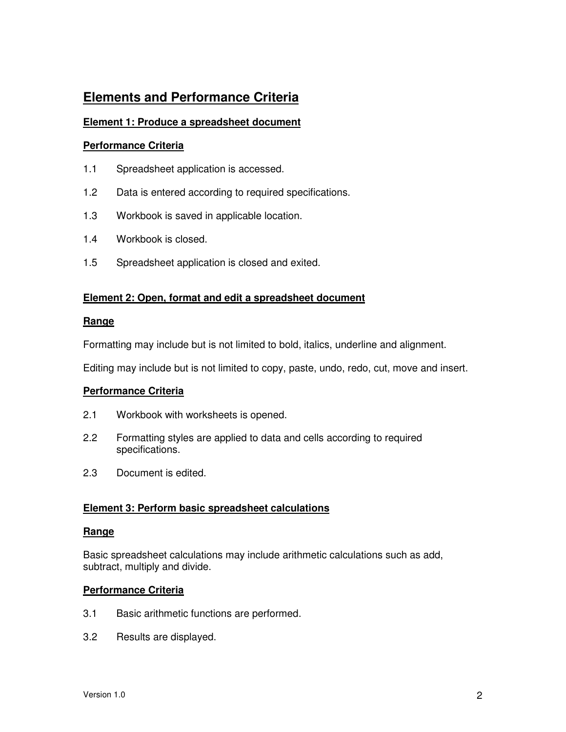## Elements and Performance Criteria

### Element 1: Produce a spreadsheet document

#### Performance Criteria

1.1 Spreadsheet application is accessed.

1.2 Data is entered according to required specifications.

1.3 Workbook is saved in applicable location.

1.4 Workbook is closed.

1.5 Spreadsheet application is closed and exited.

### Element 2: Open, format and edit a spreadsheet document

#### Range

Formatting may include but is not limited to bold, italics, underline and alignment.

Editing may include but is not limited to copy, paste, undo, redo, cut, move and insert.

#### Performance Criteria

2.1 Workbook with worksheets is opened.

2.2 Formatting styles are applied to data and cells according to required specifications.

2.3 Document is edited.

### Element 3: Perform basic spreadsheet calculations

#### Range

Basic spreadsheet calculations may include arithmetic calculations such as add, subtract, multiply and divide.

#### Performance Criteria

3.1 Basic arithmetic functions are performed.

3.2 Results are displayed.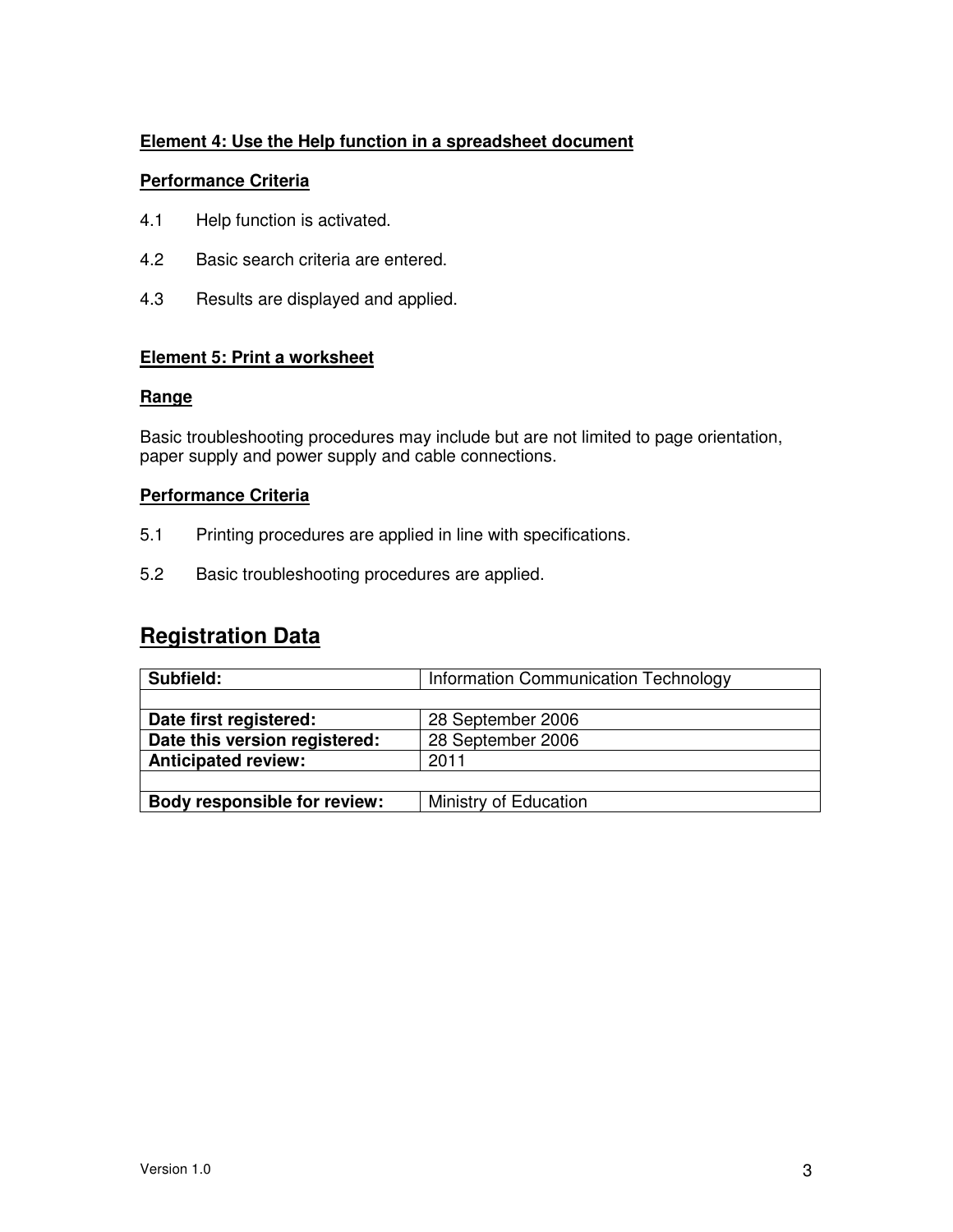**Element 4: Use the Help function in a spreadsheet document**

**Performance Criteria**

4.1 Help function is activated.

4.2 Basic search criteria are entered.

4.3 Results are displayed and applied.

**Element 5: Print a worksheet**

**Range**

Basic troubleshooting procedures may include but are not limited to page orientation, paper supply and power supply and cable connections.

**Performance Criteria**

5.1 Printing procedures are applied in line with specifications.

5.2 Basic troubleshooting procedures are applied.

## Registration Data

| | |
|---|---|
| **Subfield:** | Information Communication Technology |
| | |
| **Date first registered:** | 28 September 2006 |
| **Date this version registered:** | 28 September 2006 |
| **Anticipated review:** | 2011 |
| | |
| **Body responsible for review:** | Ministry of Education |

Version 1.0